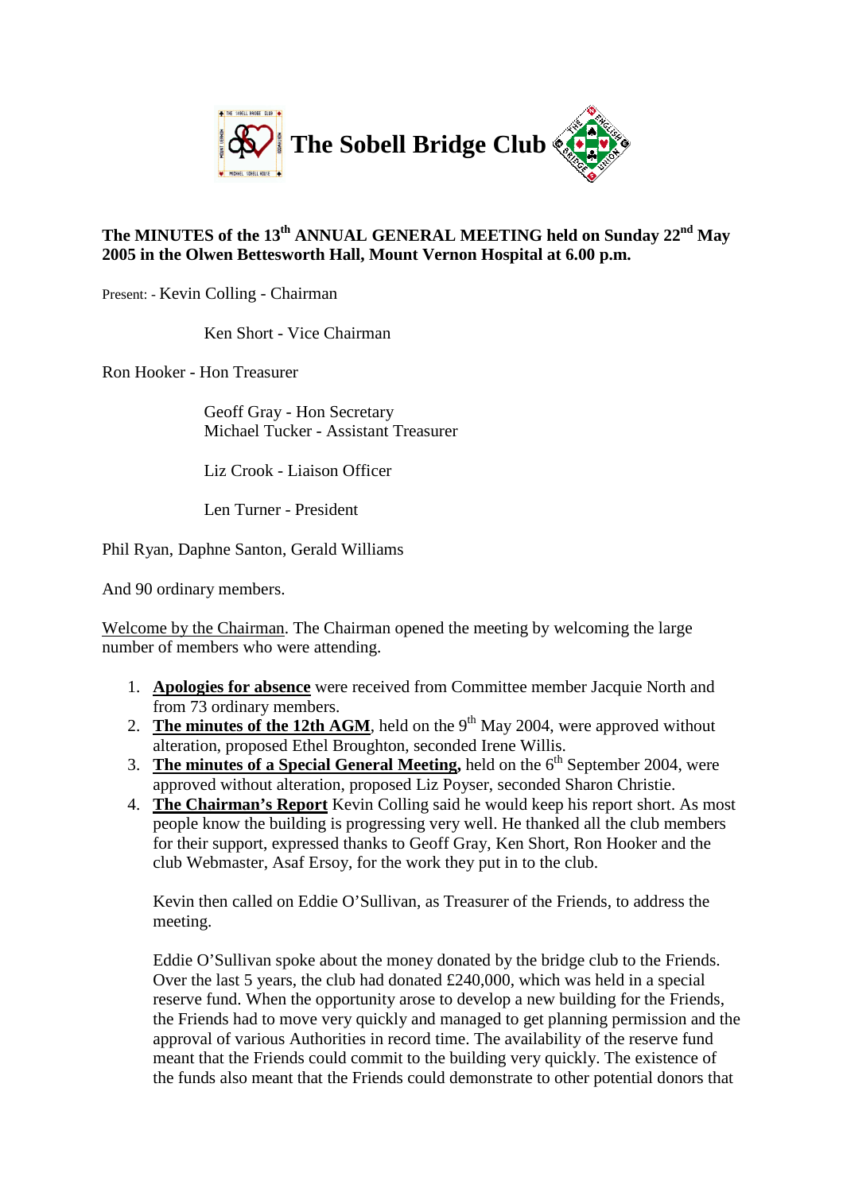# The Sobell Bridge Club

**The MINUTES of the 13th ANNUAL GENERAL MEETING held on Sunday 22nd May 2005 in the Olwen Bettesworth Hall, Mount Vernon Hospital at 6.00 p.m.**

Present: - Kevin Colling - Chairman

Ken Short - Vice Chairman

Ron Hooker - Hon Treasurer

Geoff Gray - Hon Secretary
Michael Tucker - Assistant Treasurer

Liz Crook - Liaison Officer

Len Turner - President

Phil Ryan, Daphne Santon, Gerald Williams

And 90 ordinary members.

Welcome by the Chairman. The Chairman opened the meeting by welcoming the large number of members who were attending.

1. **Apologies for absence** were received from Committee member Jacquie North and from 73 ordinary members.
2. **The minutes of the 12th AGM**, held on the 9th May 2004, were approved without alteration, proposed Ethel Broughton, seconded Irene Willis.
3. **The minutes of a Special General Meeting,** held on the 6th September 2004, were approved without alteration, proposed Liz Poyser, seconded Sharon Christie.
4. **The Chairman's Report** Kevin Colling said he would keep his report short. As most people know the building is progressing very well. He thanked all the club members for their support, expressed thanks to Geoff Gray, Ken Short, Ron Hooker and the club Webmaster, Asaf Ersoy, for the work they put in to the club.

   Kevin then called on Eddie O'Sullivan, as Treasurer of the Friends, to address the meeting.

   Eddie O'Sullivan spoke about the money donated by the bridge club to the Friends. Over the last 5 years, the club had donated £240,000, which was held in a special reserve fund. When the opportunity arose to develop a new building for the Friends, the Friends had to move very quickly and managed to get planning permission and the approval of various Authorities in record time. The availability of the reserve fund meant that the Friends could commit to the building very quickly. The existence of the funds also meant that the Friends could demonstrate to other potential donors that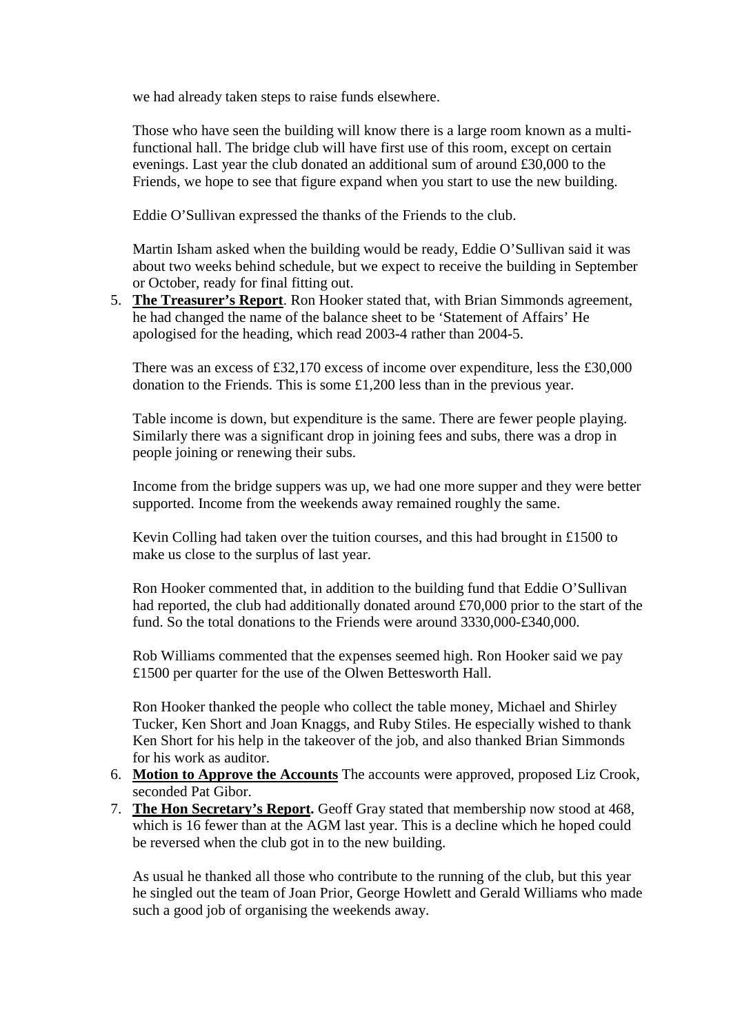we had already taken steps to raise funds elsewhere.

Those who have seen the building will know there is a large room known as a multi-functional hall. The bridge club will have first use of this room, except on certain evenings. Last year the club donated an additional sum of around £30,000 to the Friends, we hope to see that figure expand when you start to use the new building.

Eddie O'Sullivan expressed the thanks of the Friends to the club.

Martin Isham asked when the building would be ready, Eddie O'Sullivan said it was about two weeks behind schedule, but we expect to receive the building in September or October, ready for final fitting out.

5. **The Treasurer's Report**. Ron Hooker stated that, with Brian Simmonds agreement, he had changed the name of the balance sheet to be 'Statement of Affairs' He apologised for the heading, which read 2003-4 rather than 2004-5.

   There was an excess of £32,170 excess of income over expenditure, less the £30,000 donation to the Friends. This is some £1,200 less than in the previous year.

   Table income is down, but expenditure is the same. There are fewer people playing. Similarly there was a significant drop in joining fees and subs, there was a drop in people joining or renewing their subs.

   Income from the bridge suppers was up, we had one more supper and they were better supported. Income from the weekends away remained roughly the same.

   Kevin Colling had taken over the tuition courses, and this had brought in £1500 to make us close to the surplus of last year.

   Ron Hooker commented that, in addition to the building fund that Eddie O'Sullivan had reported, the club had additionally donated around £70,000 prior to the start of the fund. So the total donations to the Friends were around 3330,000-£340,000.

   Rob Williams commented that the expenses seemed high. Ron Hooker said we pay £1500 per quarter for the use of the Olwen Bettesworth Hall.

   Ron Hooker thanked the people who collect the table money, Michael and Shirley Tucker, Ken Short and Joan Knaggs, and Ruby Stiles. He especially wished to thank Ken Short for his help in the takeover of the job, and also thanked Brian Simmonds for his work as auditor.

6. **Motion to Approve the Accounts** The accounts were approved, proposed Liz Crook, seconded Pat Gibor.
7. **The Hon Secretary's Report.** Geoff Gray stated that membership now stood at 468, which is 16 fewer than at the AGM last year. This is a decline which he hoped could be reversed when the club got in to the new building.

   As usual he thanked all those who contribute to the running of the club, but this year he singled out the team of Joan Prior, George Howlett and Gerald Williams who made such a good job of organising the weekends away.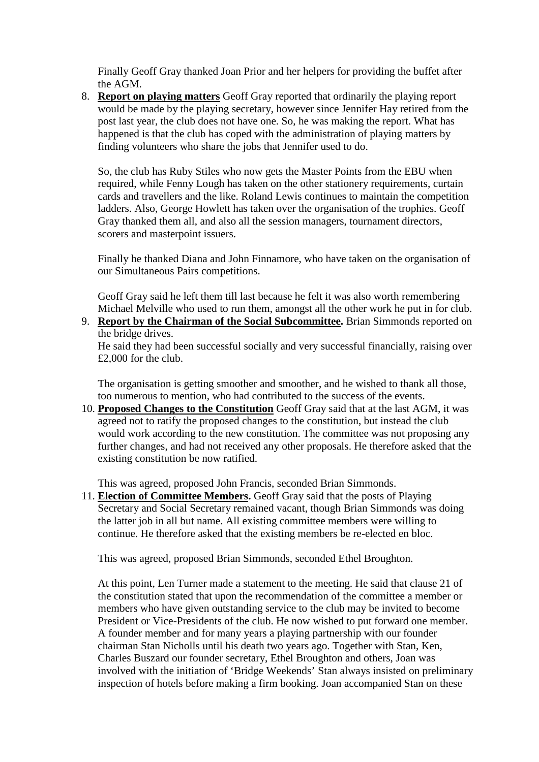Finally Geoff Gray thanked Joan Prior and her helpers for providing the buffet after the AGM.

8. **Report on playing matters** Geoff Gray reported that ordinarily the playing report would be made by the playing secretary, however since Jennifer Hay retired from the post last year, the club does not have one. So, he was making the report. What has happened is that the club has coped with the administration of playing matters by finding volunteers who share the jobs that Jennifer used to do.

   So, the club has Ruby Stiles who now gets the Master Points from the EBU when required, while Fenny Lough has taken on the other stationery requirements, curtain cards and travellers and the like. Roland Lewis continues to maintain the competition ladders. Also, George Howlett has taken over the organisation of the trophies. Geoff Gray thanked them all, and also all the session managers, tournament directors, scorers and masterpoint issuers.

   Finally he thanked Diana and John Finnamore, who have taken on the organisation of our Simultaneous Pairs competitions.

   Geoff Gray said he left them till last because he felt it was also worth remembering Michael Melville who used to run them, amongst all the other work he put in for club.

9. **Report by the Chairman of the Social Subcommittee.** Brian Simmonds reported on the bridge drives.
   He said they had been successful socially and very successful financially, raising over £2,000 for the club.

   The organisation is getting smoother and smoother, and he wished to thank all those, too numerous to mention, who had contributed to the success of the events.

10. **Proposed Changes to the Constitution** Geoff Gray said that at the last AGM, it was agreed not to ratify the proposed changes to the constitution, but instead the club would work according to the new constitution. The committee was not proposing any further changes, and had not received any other proposals. He therefore asked that the existing constitution be now ratified.

    This was agreed, proposed John Francis, seconded Brian Simmonds.

11. **Election of Committee Members.** Geoff Gray said that the posts of Playing Secretary and Social Secretary remained vacant, though Brian Simmonds was doing the latter job in all but name. All existing committee members were willing to continue. He therefore asked that the existing members be re-elected en bloc.

    This was agreed, proposed Brian Simmonds, seconded Ethel Broughton.

    At this point, Len Turner made a statement to the meeting. He said that clause 21 of the constitution stated that upon the recommendation of the committee a member or members who have given outstanding service to the club may be invited to become President or Vice-Presidents of the club. He now wished to put forward one member. A founder member and for many years a playing partnership with our founder chairman Stan Nicholls until his death two years ago. Together with Stan, Ken, Charles Buszard our founder secretary, Ethel Broughton and others, Joan was involved with the initiation of 'Bridge Weekends' Stan always insisted on preliminary inspection of hotels before making a firm booking. Joan accompanied Stan on these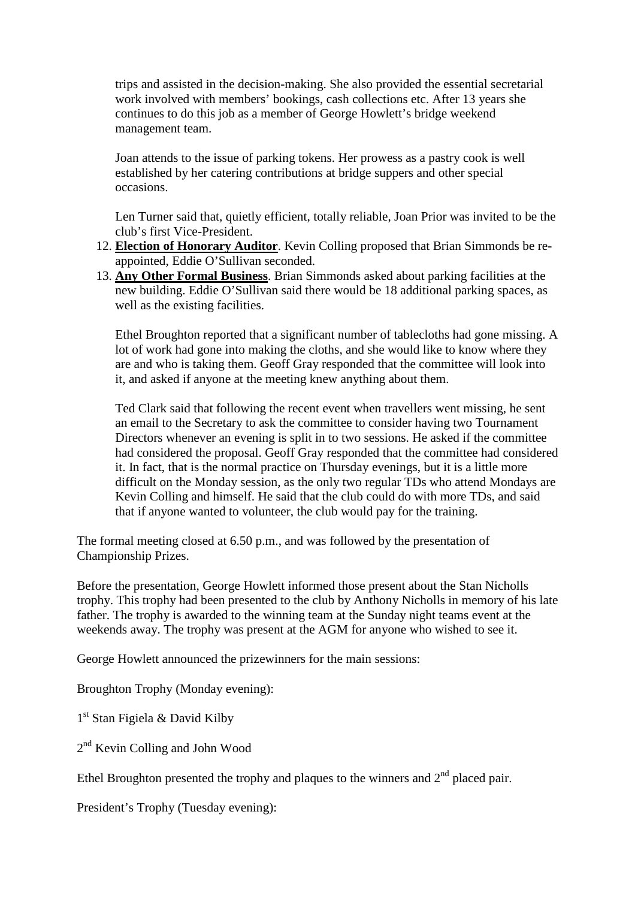trips and assisted in the decision-making. She also provided the essential secretarial work involved with members' bookings, cash collections etc. After 13 years she continues to do this job as a member of George Howlett's bridge weekend management team.

Joan attends to the issue of parking tokens. Her prowess as a pastry cook is well established by her catering contributions at bridge suppers and other special occasions.

Len Turner said that, quietly efficient, totally reliable, Joan Prior was invited to be the club's first Vice-President.

12. **Election of Honorary Auditor**. Kevin Colling proposed that Brian Simmonds be re-appointed, Eddie O'Sullivan seconded.
13. **Any Other Formal Business**. Brian Simmonds asked about parking facilities at the new building. Eddie O'Sullivan said there would be 18 additional parking spaces, as well as the existing facilities.

    Ethel Broughton reported that a significant number of tablecloths had gone missing. A lot of work had gone into making the cloths, and she would like to know where they are and who is taking them. Geoff Gray responded that the committee will look into it, and asked if anyone at the meeting knew anything about them.

    Ted Clark said that following the recent event when travellers went missing, he sent an email to the Secretary to ask the committee to consider having two Tournament Directors whenever an evening is split in to two sessions. He asked if the committee had considered the proposal. Geoff Gray responded that the committee had considered it. In fact, that is the normal practice on Thursday evenings, but it is a little more difficult on the Monday session, as the only two regular TDs who attend Mondays are Kevin Colling and himself. He said that the club could do with more TDs, and said that if anyone wanted to volunteer, the club would pay for the training.

The formal meeting closed at 6.50 p.m., and was followed by the presentation of Championship Prizes.

Before the presentation, George Howlett informed those present about the Stan Nicholls trophy. This trophy had been presented to the club by Anthony Nicholls in memory of his late father. The trophy is awarded to the winning team at the Sunday night teams event at the weekends away. The trophy was present at the AGM for anyone who wished to see it.

George Howlett announced the prizewinners for the main sessions:

Broughton Trophy (Monday evening):

1st Stan Figiela & David Kilby

2nd Kevin Colling and John Wood

Ethel Broughton presented the trophy and plaques to the winners and 2nd placed pair.

President's Trophy (Tuesday evening):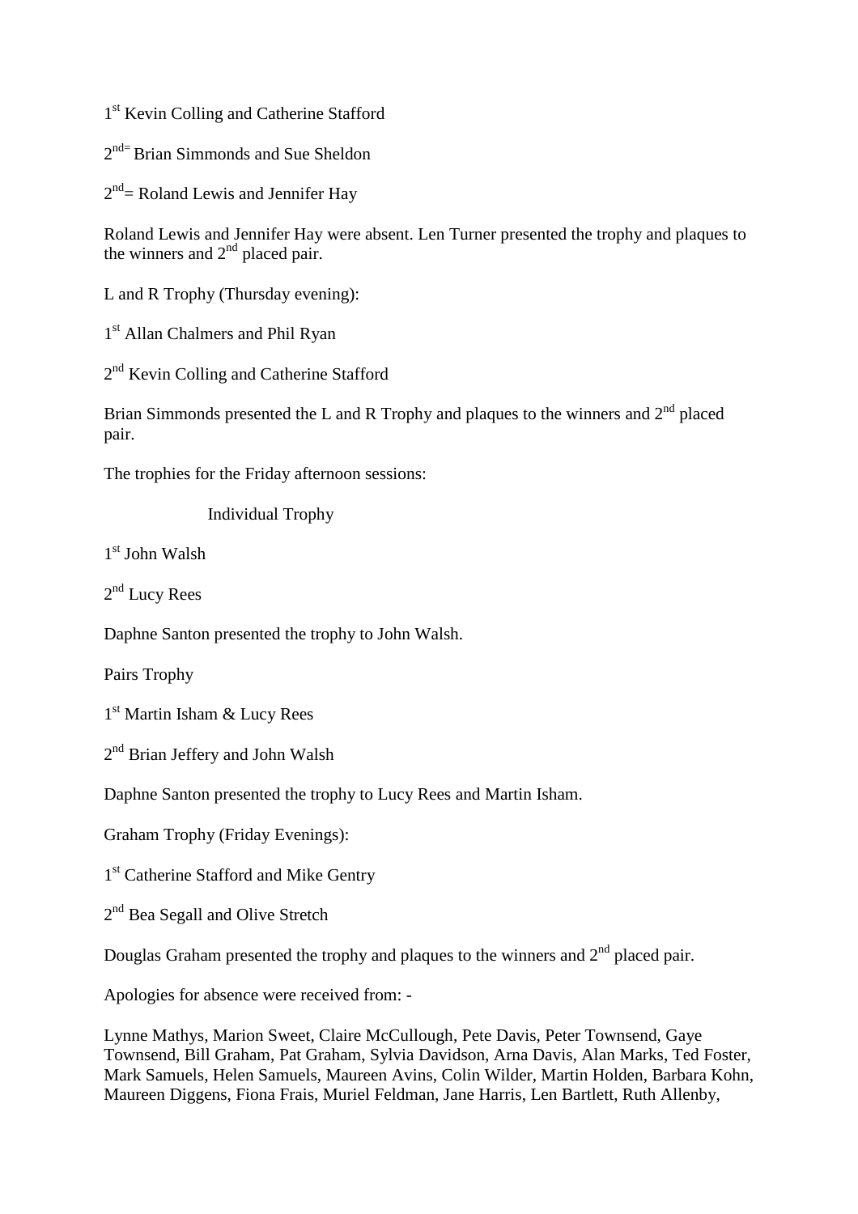1st Kevin Colling and Catherine Stafford

2nd= Brian Simmonds and Sue Sheldon

2nd= Roland Lewis and Jennifer Hay

Roland Lewis and Jennifer Hay were absent. Len Turner presented the trophy and plaques to the winners and 2nd placed pair.

L and R Trophy (Thursday evening):

1st Allan Chalmers and Phil Ryan

2nd Kevin Colling and Catherine Stafford

Brian Simmonds presented the L and R Trophy and plaques to the winners and 2nd placed pair.

The trophies for the Friday afternoon sessions:

Individual Trophy

1st John Walsh

2nd Lucy Rees

Daphne Santon presented the trophy to John Walsh.

Pairs Trophy

1st Martin Isham & Lucy Rees

2nd Brian Jeffery and John Walsh

Daphne Santon presented the trophy to Lucy Rees and Martin Isham.

Graham Trophy (Friday Evenings):

1st Catherine Stafford and Mike Gentry

2nd Bea Segall and Olive Stretch

Douglas Graham presented the trophy and plaques to the winners and 2nd placed pair.

Apologies for absence were received from: -

Lynne Mathys, Marion Sweet, Claire McCullough, Pete Davis, Peter Townsend, Gaye Townsend, Bill Graham, Pat Graham, Sylvia Davidson, Arna Davis, Alan Marks, Ted Foster, Mark Samuels, Helen Samuels, Maureen Avins, Colin Wilder, Martin Holden, Barbara Kohn, Maureen Diggens, Fiona Frais, Muriel Feldman, Jane Harris, Len Bartlett, Ruth Allenby,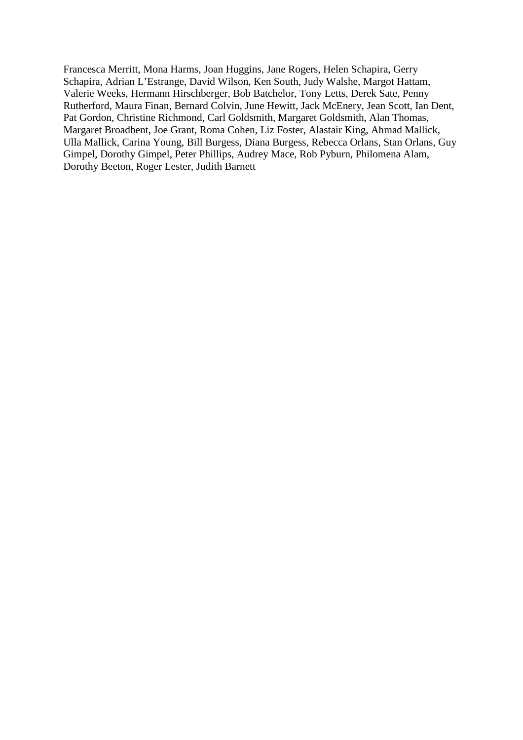Francesca Merritt, Mona Harms, Joan Huggins, Jane Rogers, Helen Schapira, Gerry Schapira, Adrian L'Estrange, David Wilson, Ken South, Judy Walshe, Margot Hattam, Valerie Weeks, Hermann Hirschberger, Bob Batchelor, Tony Letts, Derek Sate, Penny Rutherford, Maura Finan, Bernard Colvin, June Hewitt, Jack McEnery, Jean Scott, Ian Dent, Pat Gordon, Christine Richmond, Carl Goldsmith, Margaret Goldsmith, Alan Thomas, Margaret Broadbent, Joe Grant, Roma Cohen, Liz Foster, Alastair King, Ahmad Mallick, Ulla Mallick, Carina Young, Bill Burgess, Diana Burgess, Rebecca Orlans, Stan Orlans, Guy Gimpel, Dorothy Gimpel, Peter Phillips, Audrey Mace, Rob Pyburn, Philomena Alam, Dorothy Beeton, Roger Lester, Judith Barnett